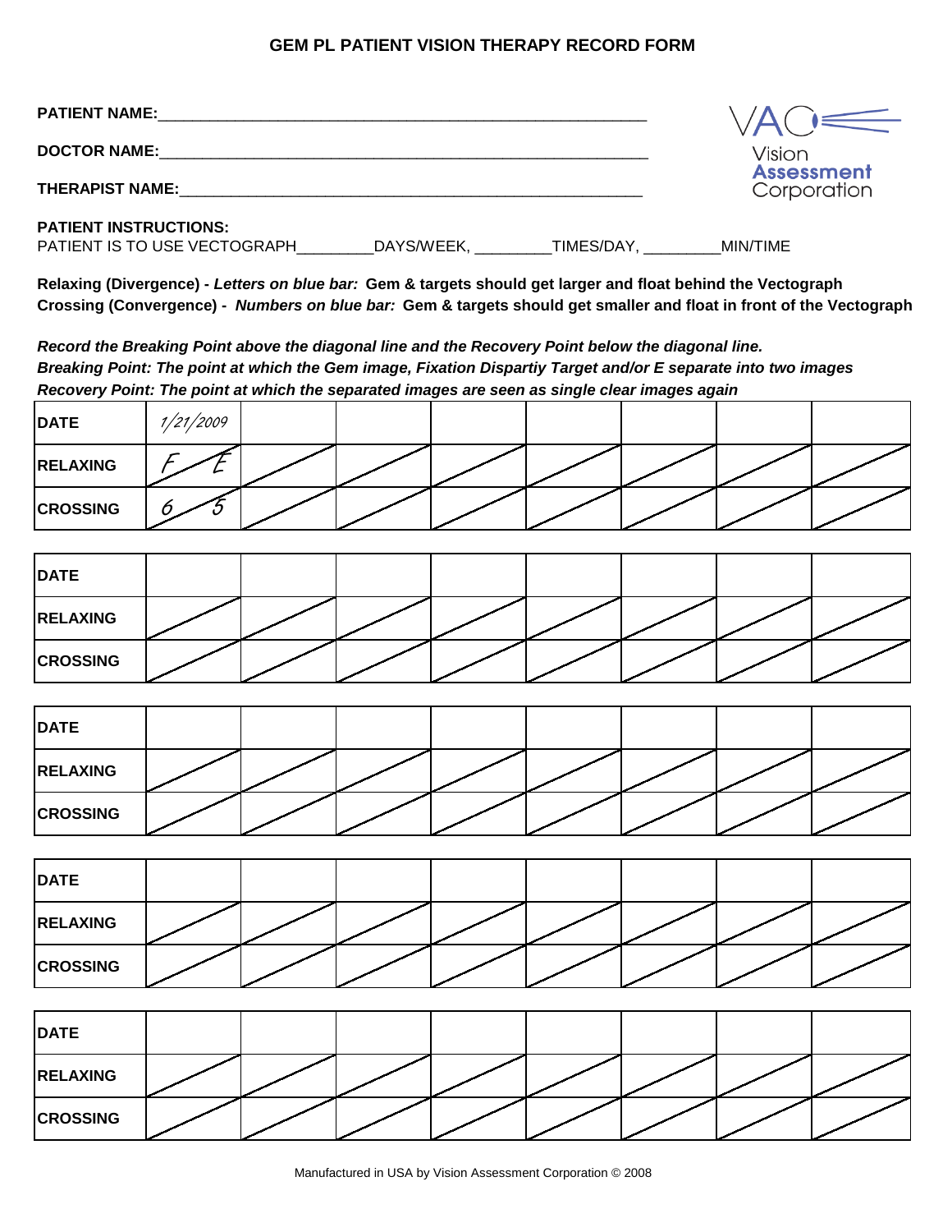# GEM PL PATIENT VISION THERAPY RECORD FORM

**PATIENT NAME:**_______________________________________________

**DOCTOR NAME:**_______________________________________________

**THERAPIST NAME:**_____________________________________________

Vision **Assessment** Corporation

**PATIENT INSTRUCTIONS:**
PATIENT IS TO USE VECTOGRAPH________DAYS/WEEK, ________TIMES/DAY, ________MIN/TIME

**Relaxing (Divergence) -** ***Letters on blue bar:*** **Gem & targets should get larger and float behind the Vectograph**
**Crossing (Convergence) -** ***Numbers on blue bar:*** **Gem & targets should get smaller and float in front of the Vectograph**

***Record the Breaking Point above the diagonal line and the Recovery Point below the diagonal line.***
***Breaking Point: The point at which the Gem image, Fixation Dispartiy Target and/or E separate into two images***
***Recovery Point: The point at which the separated images are seen as single clear images again***

| **DATE** | 1/21/2009 | | | | | | | |
|---|---|---|---|---|---|---|---|---|
| **RELAXING** | F / E | / | / | / | / | / | / | / |
| **CROSSING** | 6 / 5 | / | / | / | / | / | / | / |

| **DATE** | | | | | | | | |
|---|---|---|---|---|---|---|---|---|
| **RELAXING** | / | / | / | / | / | / | / | / |
| **CROSSING** | / | / | / | / | / | / | / | / |

| **DATE** | | | | | | | | |
|---|---|---|---|---|---|---|---|---|
| **RELAXING** | / | / | / | / | / | / | / | / |
| **CROSSING** | / | / | / | / | / | / | / | / |

| **DATE** | | | | | | | | |
|---|---|---|---|---|---|---|---|---|
| **RELAXING** | / | / | / | / | / | / | / | / |
| **CROSSING** | / | / | / | / | / | / | / | / |

| **DATE** | | | | | | | | |
|---|---|---|---|---|---|---|---|---|
| **RELAXING** | / | / | / | / | / | / | / | / |
| **CROSSING** | / | / | / | / | / | / | / | / |

Manufactured in USA by Vision Assessment Corporation © 2008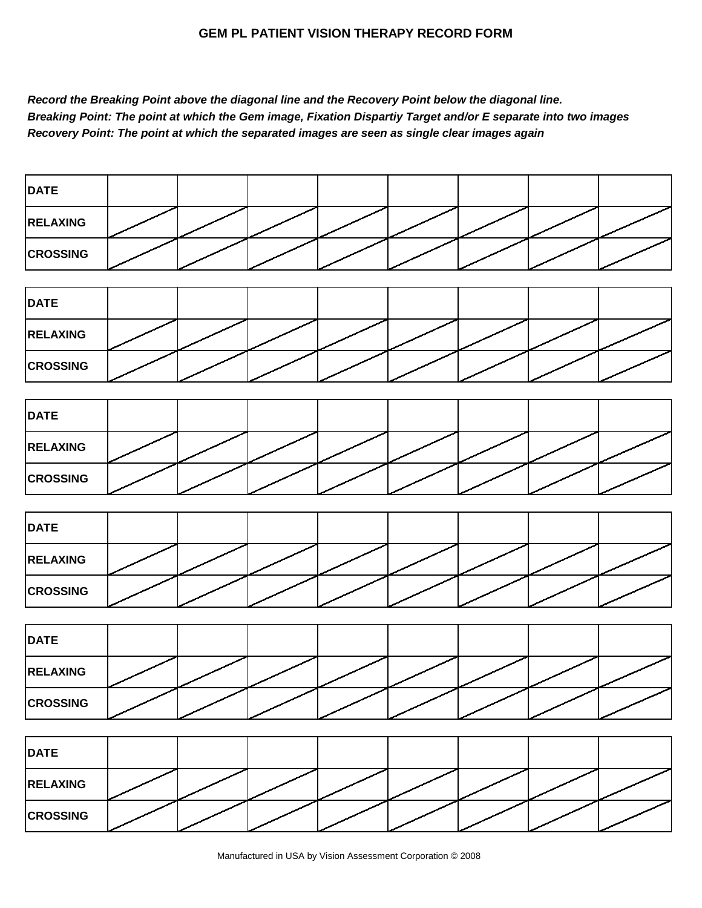# GEM PL PATIENT VISION THERAPY RECORD FORM

***Record the Breaking Point above the diagonal line and the Recovery Point below the diagonal line.***
***Breaking Point: The point at which the Gem image, Fixation Dispartiy Target and/or E separate into two images***
***Recovery Point: The point at which the separated images are seen as single clear images again***

| | | | | | | | | |
|---|---|---|---|---|---|---|---|---|
| **DATE** | | | | | | | | |
| **RELAXING** | | | | | | | | |
| **CROSSING** | | | | | | | | |

| | | | | | | | | |
|---|---|---|---|---|---|---|---|---|
| **DATE** | | | | | | | | |
| **RELAXING** | | | | | | | | |
| **CROSSING** | | | | | | | | |

| | | | | | | | | |
|---|---|---|---|---|---|---|---|---|
| **DATE** | | | | | | | | |
| **RELAXING** | | | | | | | | |
| **CROSSING** | | | | | | | | |

| | | | | | | | | |
|---|---|---|---|---|---|---|---|---|
| **DATE** | | | | | | | | |
| **RELAXING** | | | | | | | | |
| **CROSSING** | | | | | | | | |

| | | | | | | | | |
|---|---|---|---|---|---|---|---|---|
| **DATE** | | | | | | | | |
| **RELAXING** | | | | | | | | |
| **CROSSING** | | | | | | | | |

| | | | | | | | | |
|---|---|---|---|---|---|---|---|---|
| **DATE** | | | | | | | | |
| **RELAXING** | | | | | | | | |
| **CROSSING** | | | | | | | | |

Manufactured in USA by Vision Assessment Corporation © 2008